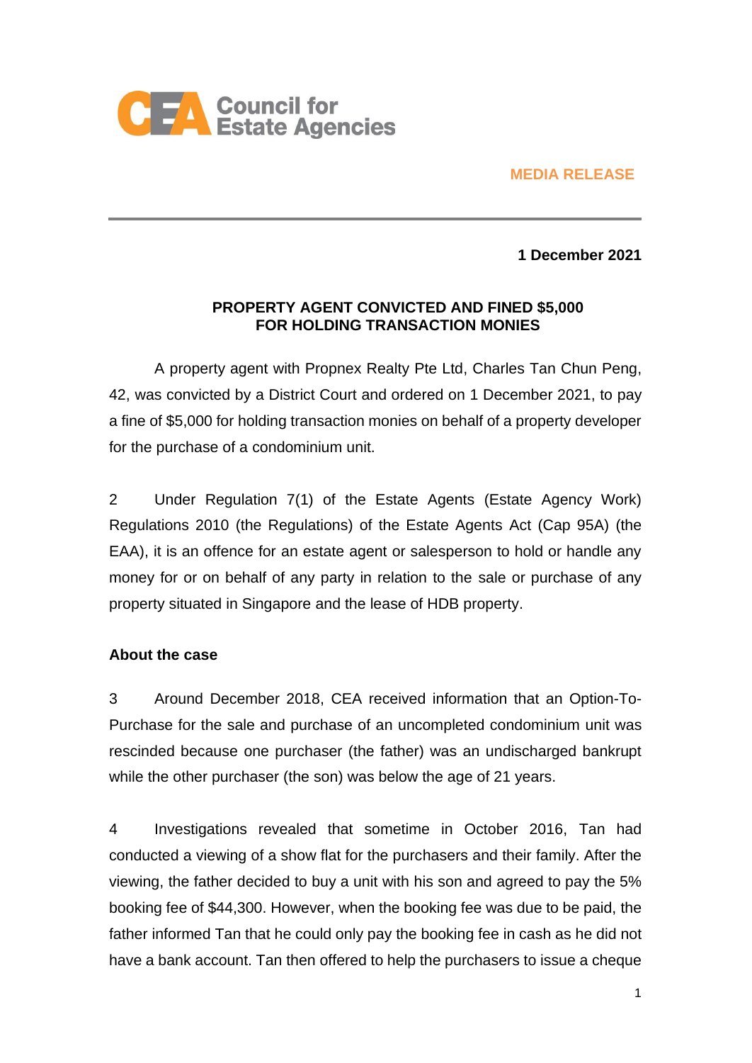Council for Estate Agencies

MEDIA RELEASE

**1 December 2021**

## PROPERTY AGENT CONVICTED AND FINED $5,000 FOR HOLDING TRANSACTION MONIES

A property agent with Propnex Realty Pte Ltd, Charles Tan Chun Peng, 42, was convicted by a District Court and ordered on 1 December 2021, to pay a fine of $5,000 for holding transaction monies on behalf of a property developer for the purchase of a condominium unit.

2 Under Regulation 7(1) of the Estate Agents (Estate Agency Work) Regulations 2010 (the Regulations) of the Estate Agents Act (Cap 95A) (the EAA), it is an offence for an estate agent or salesperson to hold or handle any money for or on behalf of any party in relation to the sale or purchase of any property situated in Singapore and the lease of HDB property.

### About the case

3 Around December 2018, CEA received information that an Option-To-Purchase for the sale and purchase of an uncompleted condominium unit was rescinded because one purchaser (the father) was an undischarged bankrupt while the other purchaser (the son) was below the age of 21 years.

4 Investigations revealed that sometime in October 2016, Tan had conducted a viewing of a show flat for the purchasers and their family. After the viewing, the father decided to buy a unit with his son and agreed to pay the 5% booking fee of $44,300. However, when the booking fee was due to be paid, the father informed Tan that he could only pay the booking fee in cash as he did not have a bank account. Tan then offered to help the purchasers to issue a cheque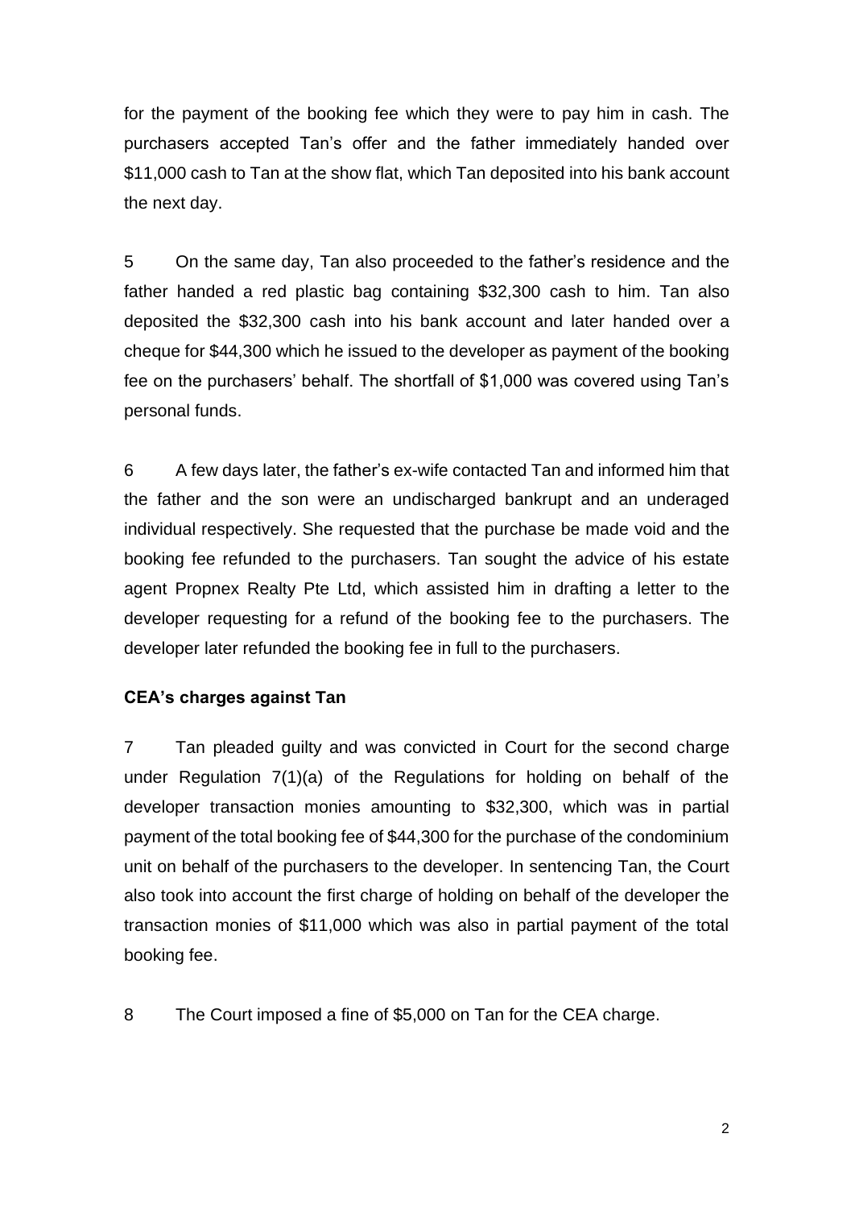for the payment of the booking fee which they were to pay him in cash. The purchasers accepted Tan's offer and the father immediately handed over $11,000 cash to Tan at the show flat, which Tan deposited into his bank account the next day.

5 On the same day, Tan also proceeded to the father's residence and the father handed a red plastic bag containing $32,300 cash to him. Tan also deposited the $32,300 cash into his bank account and later handed over a cheque for $44,300 which he issued to the developer as payment of the booking fee on the purchasers' behalf. The shortfall of $1,000 was covered using Tan's personal funds.

6 A few days later, the father's ex-wife contacted Tan and informed him that the father and the son were an undischarged bankrupt and an underaged individual respectively. She requested that the purchase be made void and the booking fee refunded to the purchasers. Tan sought the advice of his estate agent Propnex Realty Pte Ltd, which assisted him in drafting a letter to the developer requesting for a refund of the booking fee to the purchasers. The developer later refunded the booking fee in full to the purchasers.

**CEA's charges against Tan**

7 Tan pleaded guilty and was convicted in Court for the second charge under Regulation 7(1)(a) of the Regulations for holding on behalf of the developer transaction monies amounting to $32,300, which was in partial payment of the total booking fee of $44,300 for the purchase of the condominium unit on behalf of the purchasers to the developer. In sentencing Tan, the Court also took into account the first charge of holding on behalf of the developer the transaction monies of $11,000 which was also in partial payment of the total booking fee.

8 The Court imposed a fine of $5,000 on Tan for the CEA charge.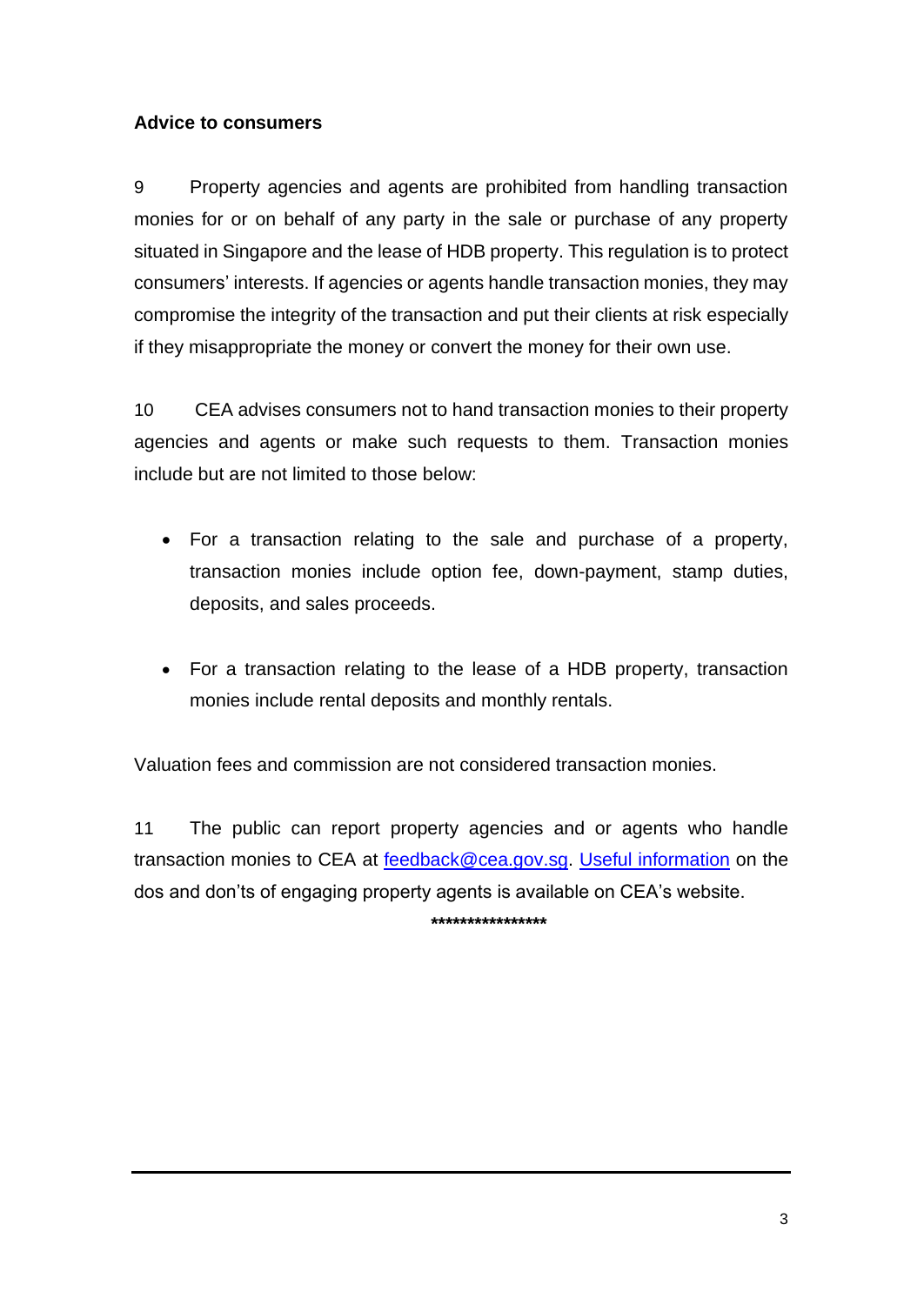**Advice to consumers**

9 Property agencies and agents are prohibited from handling transaction monies for or on behalf of any party in the sale or purchase of any property situated in Singapore and the lease of HDB property. This regulation is to protect consumers' interests. If agencies or agents handle transaction monies, they may compromise the integrity of the transaction and put their clients at risk especially if they misappropriate the money or convert the money for their own use.

10 CEA advises consumers not to hand transaction monies to their property agencies and agents or make such requests to them. Transaction monies include but are not limited to those below:

- For a transaction relating to the sale and purchase of a property, transaction monies include option fee, down-payment, stamp duties, deposits, and sales proceeds.
- For a transaction relating to the lease of a HDB property, transaction monies include rental deposits and monthly rentals.

Valuation fees and commission are not considered transaction monies.

11 The public can report property agencies and or agents who handle transaction monies to CEA at feedback@cea.gov.sg. Useful information on the dos and don'ts of engaging property agents is available on CEA's website.

****************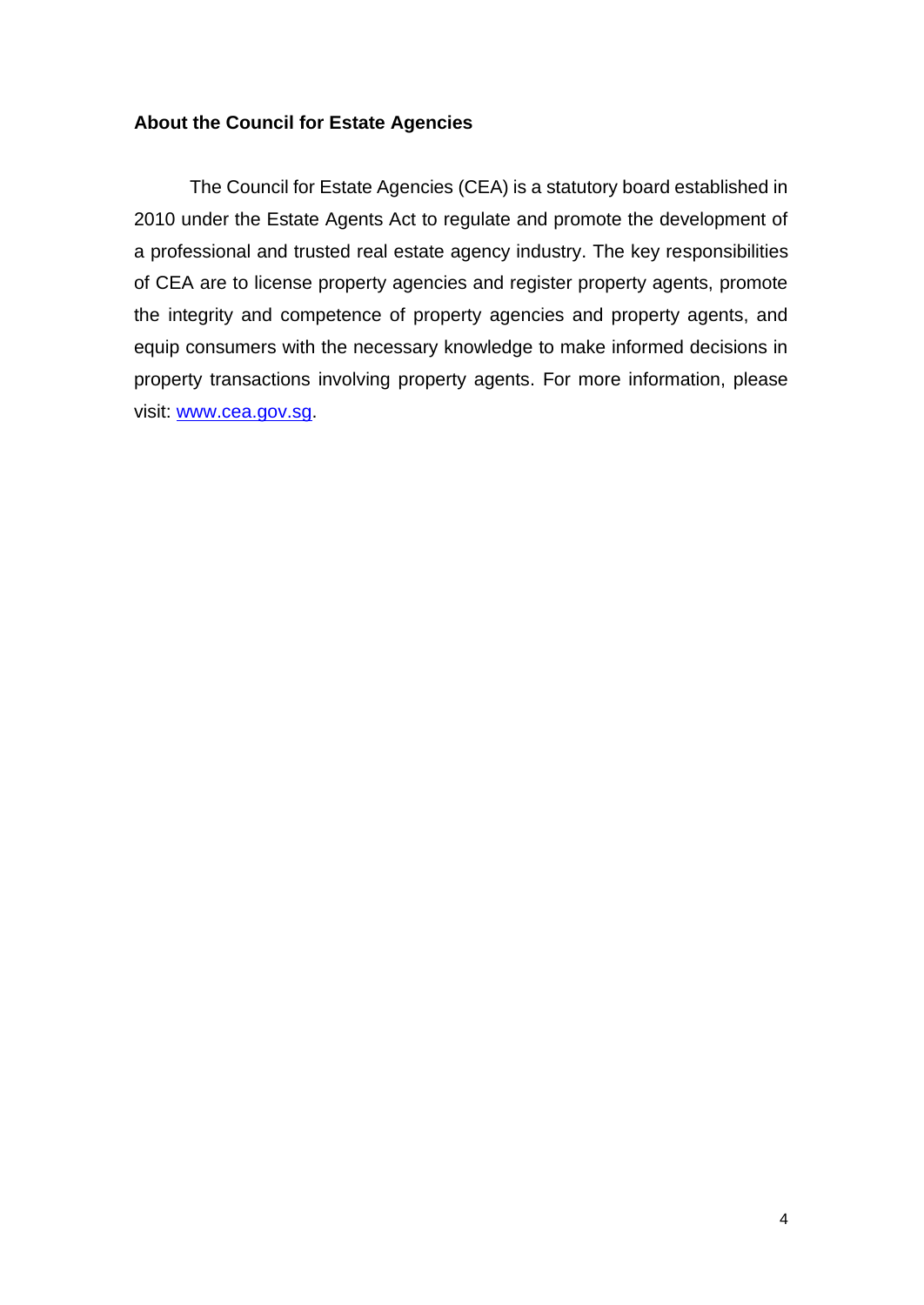**About the Council for Estate Agencies**

The Council for Estate Agencies (CEA) is a statutory board established in 2010 under the Estate Agents Act to regulate and promote the development of a professional and trusted real estate agency industry. The key responsibilities of CEA are to license property agencies and register property agents, promote the integrity and competence of property agencies and property agents, and equip consumers with the necessary knowledge to make informed decisions in property transactions involving property agents. For more information, please visit: [www.cea.gov.sg](http://www.cea.gov.sg).